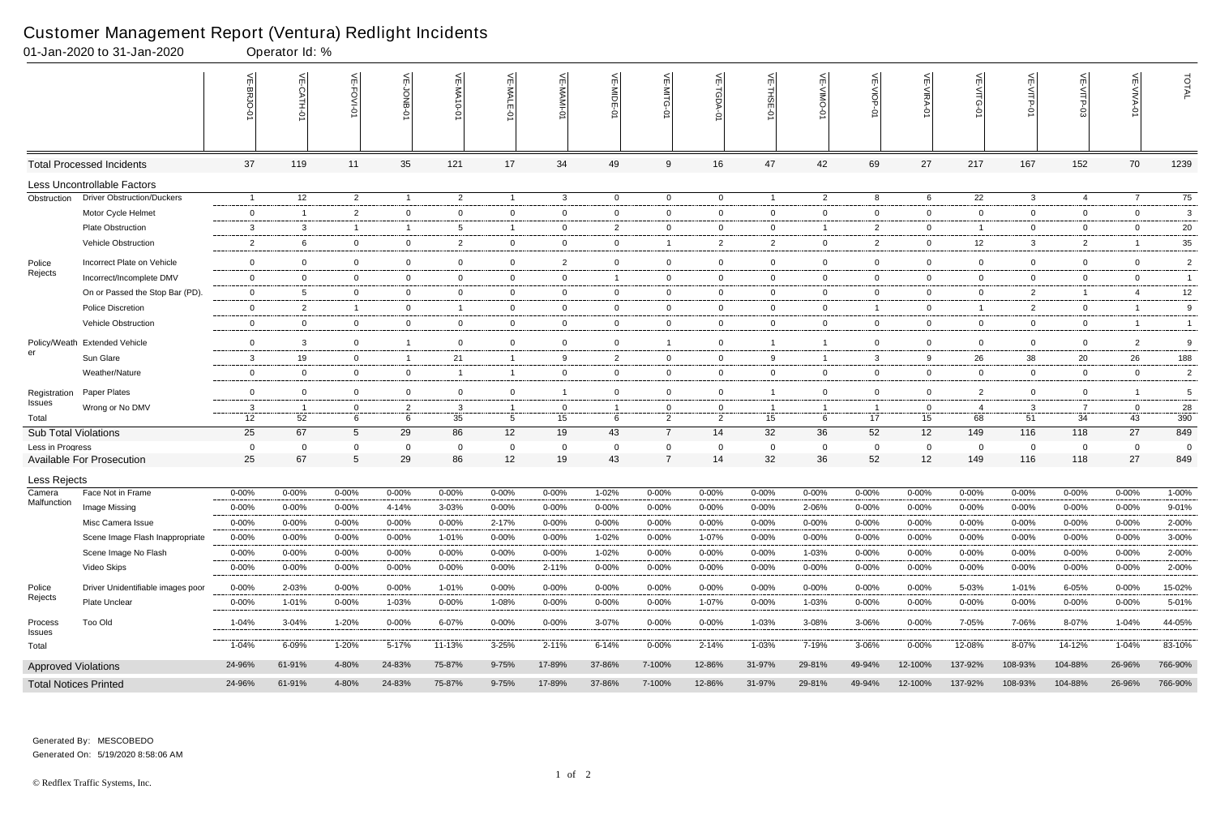# Customer Management Report (Ventura) Redlight Incidents

01-Jan-2020 to 31-Jan-2020 Operator Id: %

| | | VE-BRJO-01 | VE-CATH-01 | VE-FOVI-01 | VE-JONB-01 | VE-MA10-01 | VE-MALE-01 | VE-MAMI-01 | VE-MIDE-01 | VE-MITG-01 | VE-TGDA-01 | VE-THSE-01 | VE-VIMO-01 | VE-VIOP-01 | VE-VIRA-01 | VE-VITG-01 | VE-VITP-01 | VE-VITP-03 | VE-VIVA-01 | TOTAL |
|---|---|---|---|---|---|---|---|---|---|---|---|---|---|---|---|---|---|---|---|---|
| **Total Processed Incidents** | | 37 | 119 | 11 | 35 | 121 | 17 | 34 | 49 | 9 | 16 | 47 | 42 | 69 | 27 | 217 | 167 | 152 | 70 | 1239 |
| **Less Uncontrollable Factors** | | | | | | | | | | | | | | | | | | | | |
| Obstruction | Driver Obstruction/Duckers | 1 | 12 | 2 | 1 | 2 | 1 | 3 | 0 | 0 | 0 | 1 | 2 | 8 | 6 | 22 | 3 | 4 | 7 | 75 |
| | Motor Cycle Helmet | 0 | 1 | 2 | 0 | 0 | 0 | 0 | 0 | 0 | 0 | 0 | 0 | 0 | 0 | 0 | 0 | 0 | 0 | 3 |
| | Plate Obstruction | 3 | 3 | 1 | 1 | 5 | 1 | 0 | 2 | 0 | 0 | 0 | 1 | 2 | 0 | 1 | 0 | 0 | 0 | 20 |
| | Vehicle Obstruction | 2 | 6 | 0 | 0 | 2 | 0 | 0 | 0 | 1 | 2 | 2 | 0 | 2 | 0 | 12 | 3 | 2 | 1 | 35 |
| Police Rejects | Incorrect Plate on Vehicle | 0 | 0 | 0 | 0 | 0 | 0 | 2 | 0 | 0 | 0 | 0 | 0 | 0 | 0 | 0 | 0 | 0 | 0 | 2 |
| | Incorrect/Incomplete DMV | 0 | 0 | 0 | 0 | 0 | 0 | 0 | 1 | 0 | 0 | 0 | 0 | 0 | 0 | 0 | 0 | 0 | 0 | 1 |
| | On or Passed the Stop Bar (PD). | 0 | 5 | 0 | 0 | 0 | 0 | 0 | 0 | 0 | 0 | 0 | 0 | 0 | 0 | 0 | 2 | 1 | 4 | 12 |
| | Police Discretion | 0 | 2 | 1 | 0 | 1 | 0 | 0 | 0 | 0 | 0 | 0 | 0 | 1 | 0 | 1 | 2 | 0 | 1 | 9 |
| | Vehicle Obstruction | 0 | 0 | 0 | 0 | 0 | 0 | 0 | 0 | 0 | 0 | 0 | 0 | 0 | 0 | 0 | 0 | 0 | 1 | 1 |
| Policy/Weather | Extended Vehicle | 0 | 3 | 0 | 1 | 0 | 0 | 0 | 0 | 1 | 0 | 1 | 1 | 0 | 0 | 0 | 0 | 0 | 2 | 9 |
| | Sun Glare | 3 | 19 | 0 | 1 | 21 | 1 | 9 | 2 | 0 | 0 | 9 | 1 | 3 | 9 | 26 | 38 | 20 | 26 | 188 |
| | Weather/Nature | 0 | 0 | 0 | 0 | 1 | 1 | 0 | 0 | 0 | 0 | 0 | 0 | 0 | 0 | 0 | 0 | 0 | 0 | 2 |
| Registration Issues | Paper Plates | 0 | 0 | 0 | 0 | 0 | 0 | 1 | 0 | 0 | 0 | 1 | 0 | 0 | 0 | 2 | 0 | 0 | 1 | 5 |
| | Wrong or No DMV | 3 | 1 | 0 | 2 | 3 | 1 | 0 | 1 | 0 | 0 | 1 | 1 | 1 | 0 | 4 | 3 | 7 | 0 | 28 |
| Total | | 12 | 52 | 6 | 6 | 35 | 5 | 15 | 6 | 2 | 2 | 15 | 6 | 17 | 15 | 68 | 51 | 34 | 43 | 390 |
| **Sub Total Violations** | | 25 | 67 | 5 | 29 | 86 | 12 | 19 | 43 | 7 | 14 | 32 | 36 | 52 | 12 | 149 | 116 | 118 | 27 | 849 |
| Less in Progress | | 0 | 0 | 0 | 0 | 0 | 0 | 0 | 0 | 0 | 0 | 0 | 0 | 0 | 0 | 0 | 0 | 0 | 0 | 0 |
| **Available For Prosecution** | | 25 | 67 | 5 | 29 | 86 | 12 | 19 | 43 | 7 | 14 | 32 | 36 | 52 | 12 | 149 | 116 | 118 | 27 | 849 |
| **Less Rejects** | | | | | | | | | | | | | | | | | | | | |
| Camera Malfunction | Face Not in Frame | 0-00% | 0-00% | 0-00% | 0-00% | 0-00% | 0-00% | 0-00% | 1-02% | 0-00% | 0-00% | 0-00% | 0-00% | 0-00% | 0-00% | 0-00% | 0-00% | 0-00% | 0-00% | 1-00% |
| | Image Missing | 0-00% | 0-00% | 0-00% | 4-14% | 3-03% | 0-00% | 0-00% | 0-00% | 0-00% | 0-00% | 0-00% | 2-06% | 0-00% | 0-00% | 0-00% | 0-00% | 0-00% | 0-00% | 9-01% |
| | Misc Camera Issue | 0-00% | 0-00% | 0-00% | 0-00% | 0-00% | 2-17% | 0-00% | 0-00% | 0-00% | 0-00% | 0-00% | 0-00% | 0-00% | 0-00% | 0-00% | 0-00% | 0-00% | 0-00% | 2-00% |
| | Scene Image Flash Inappropriate | 0-00% | 0-00% | 0-00% | 0-00% | 1-01% | 0-00% | 0-00% | 1-02% | 0-00% | 1-07% | 0-00% | 0-00% | 0-00% | 0-00% | 0-00% | 0-00% | 0-00% | 0-00% | 3-00% |
| | Scene Image No Flash | 0-00% | 0-00% | 0-00% | 0-00% | 0-00% | 0-00% | 0-00% | 1-02% | 0-00% | 0-00% | 0-00% | 1-03% | 0-00% | 0-00% | 0-00% | 0-00% | 0-00% | 0-00% | 2-00% |
| | Video Skips | 0-00% | 0-00% | 0-00% | 0-00% | 0-00% | 0-00% | 2-11% | 0-00% | 0-00% | 0-00% | 0-00% | 0-00% | 0-00% | 0-00% | 0-00% | 0-00% | 0-00% | 0-00% | 2-00% |
| Police Rejects | Driver Unidentifiable images poor | 0-00% | 2-03% | 0-00% | 0-00% | 1-01% | 0-00% | 0-00% | 0-00% | 0-00% | 0-00% | 0-00% | 0-00% | 0-00% | 0-00% | 5-03% | 1-01% | 6-05% | 0-00% | 15-02% |
| | Plate Unclear | 0-00% | 1-01% | 0-00% | 1-03% | 0-00% | 1-08% | 0-00% | 0-00% | 0-00% | 1-07% | 0-00% | 1-03% | 0-00% | 0-00% | 0-00% | 0-00% | 0-00% | 0-00% | 5-01% |
| Process Issues | Too Old | 1-04% | 3-04% | 1-20% | 0-00% | 6-07% | 0-00% | 0-00% | 3-07% | 0-00% | 0-00% | 1-03% | 3-08% | 3-06% | 0-00% | 7-05% | 7-06% | 8-07% | 1-04% | 44-05% |
| Total | | 1-04% | 6-09% | 1-20% | 5-17% | 11-13% | 3-25% | 2-11% | 6-14% | 0-00% | 2-14% | 1-03% | 7-19% | 3-06% | 0-00% | 12-08% | 8-07% | 14-12% | 1-04% | 83-10% |
| **Approved Violations** | | 24-96% | 61-91% | 4-80% | 24-83% | 75-87% | 9-75% | 17-89% | 37-86% | 7-100% | 12-86% | 31-97% | 29-81% | 49-94% | 12-100% | 137-92% | 108-93% | 104-88% | 26-96% | 766-90% |
| **Total Notices Printed** | | 24-96% | 61-91% | 4-80% | 24-83% | 75-87% | 9-75% | 17-89% | 37-86% | 7-100% | 12-86% | 31-97% | 29-81% | 49-94% | 12-100% | 137-92% | 108-93% | 104-88% | 26-96% | 766-90% |

Generated By: MESCOBEDO
Generated On: 5/19/2020 8:58:06 AM

© Redflex Traffic Systems, Inc.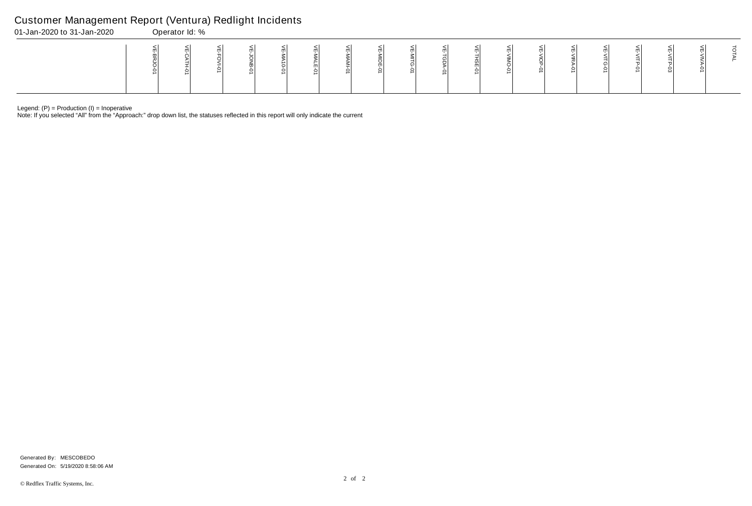# Customer Management Report (Ventura) Redlight Incidents

01-Jan-2020 to 31-Jan-2020 Operator Id: %

| | VE-BRJO-01 | VE-CATH-01 | VE-FOVI-01 | VE-JONB-01 | VE-MA10-01 | VE-MALE-01 | VE-MAMI-01 | VE-MIDE-01 | VE-MITG-01 | VE-TGDA-01 | VE-THSE-01 | VE-VIMO-01 | VE-VIOP-01 | VE-VIRA-01 | VE-VITG-01 | VE-VITP-01 | VE-VITP-03 | VE-VIVA-01 | TOTAL |
|---|---|---|---|---|---|---|---|---|---|---|---|---|---|---|---|---|---|---|---|

Legend: (P) = Production (I) = Inoperative

Note: If you selected "All" from the "Approach:" drop down list, the statuses reflected in this report will only indicate the current

Generated By: MESCOBEDO

Generated On: 5/19/2020 8:58:06 AM

© Redflex Traffic Systems, Inc.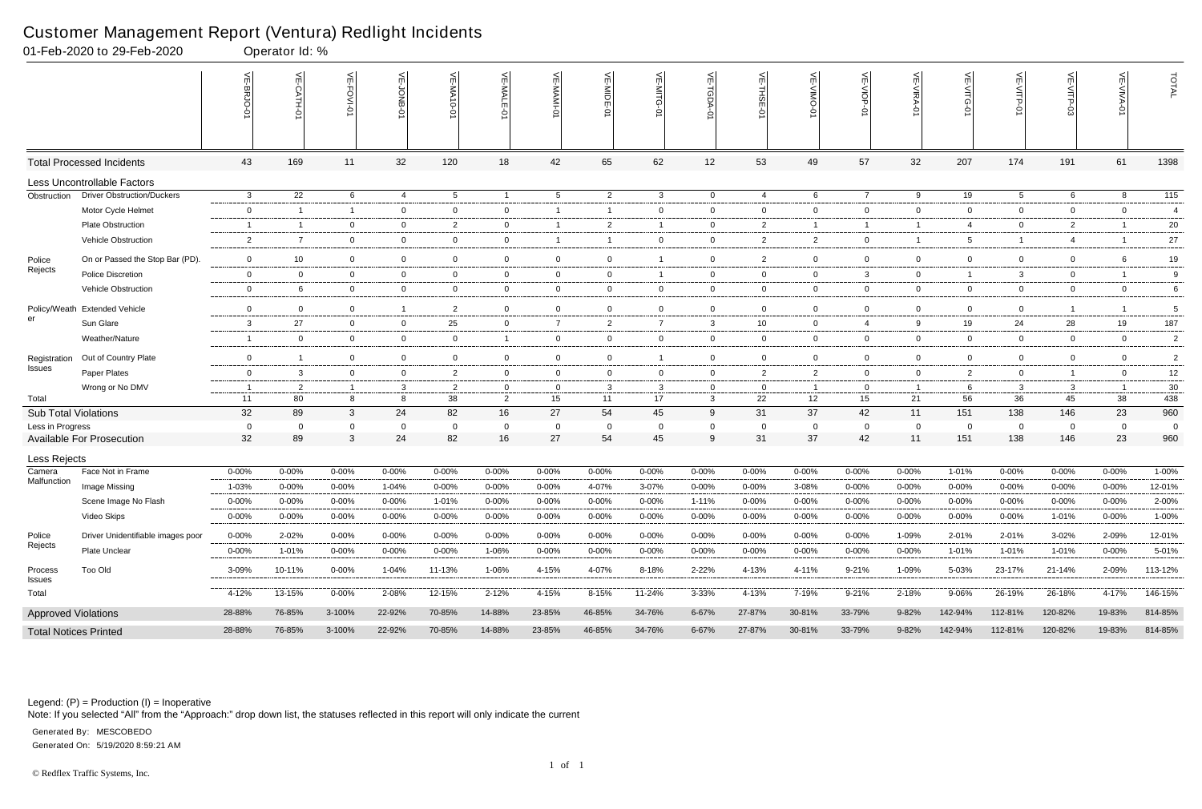# Customer Management Report (Ventura) Redlight Incidents

01-Feb-2020 to 29-Feb-2020 Operator Id: %

| | | VE-BRJO-01 | VE-CATH-01 | VE-FOVI-01 | VE-JONB-01 | VE-MA10-01 | VE-MALE-01 | VE-MAMI-01 | VE-MIDE-01 | VE-MITG-01 | VE-TGDA-01 | VE-THSE-01 | VE-VIMO-01 | VE-VIOP-01 | VE-VIRA-01 | VE-VITG-01 | VE-VITP-01 | VE-VITP-03 | VE-VIVA-01 | TOTAL |
|---|---|---|---|---|---|---|---|---|---|---|---|---|---|---|---|---|---|---|---|---|
| **Total Processed Incidents** | | 43 | 169 | 11 | 32 | 120 | 18 | 42 | 65 | 62 | 12 | 53 | 49 | 57 | 32 | 207 | 174 | 191 | 61 | 1398 |
| **Less Uncontrollable Factors** | | | | | | | | | | | | | | | | | | | | |
| Obstruction | Driver Obstruction/Duckers | 3 | 22 | 6 | 4 | 5 | 1 | 5 | 2 | 3 | 0 | 4 | 6 | 7 | 9 | 19 | 5 | 6 | 8 | 115 |
| | Motor Cycle Helmet | 0 | 1 | 1 | 0 | 0 | 0 | 1 | 1 | 0 | 0 | 0 | 0 | 0 | 0 | 0 | 0 | 0 | 0 | 4 |
| | Plate Obstruction | 1 | 1 | 0 | 0 | 2 | 0 | 1 | 2 | 1 | 0 | 2 | 1 | 1 | 1 | 4 | 0 | 2 | 1 | 20 |
| | Vehicle Obstruction | 2 | 7 | 0 | 0 | 0 | 0 | 1 | 1 | 0 | 0 | 2 | 2 | 0 | 1 | 5 | 1 | 4 | 1 | 27 |
| Police Rejects | On or Passed the Stop Bar (PD). | 0 | 10 | 0 | 0 | 0 | 0 | 0 | 0 | 1 | 0 | 2 | 0 | 0 | 0 | 0 | 0 | 0 | 6 | 19 |
| | Police Discretion | 0 | 0 | 0 | 0 | 0 | 0 | 0 | 0 | 1 | 0 | 0 | 0 | 3 | 0 | 1 | 3 | 0 | 1 | 9 |
| | Vehicle Obstruction | 0 | 6 | 0 | 0 | 0 | 0 | 0 | 0 | 0 | 0 | 0 | 0 | 0 | 0 | 0 | 0 | 0 | 0 | 6 |
| Policy/Weather | Extended Vehicle | 0 | 0 | 0 | 1 | 2 | 0 | 0 | 0 | 0 | 0 | 0 | 0 | 0 | 0 | 0 | 0 | 1 | 1 | 5 |
| | Sun Glare | 3 | 27 | 0 | 0 | 25 | 0 | 7 | 2 | 7 | 3 | 10 | 0 | 4 | 9 | 19 | 24 | 28 | 19 | 187 |
| | Weather/Nature | 1 | 0 | 0 | 0 | 0 | 1 | 0 | 0 | 0 | 0 | 0 | 0 | 0 | 0 | 0 | 0 | 0 | 0 | 2 |
| Registration Issues | Out of Country Plate | 0 | 1 | 0 | 0 | 0 | 0 | 0 | 0 | 1 | 0 | 0 | 0 | 0 | 0 | 0 | 0 | 0 | 0 | 2 |
| | Paper Plates | 0 | 3 | 0 | 0 | 2 | 0 | 0 | 0 | 0 | 0 | 2 | 2 | 0 | 0 | 2 | 0 | 1 | 0 | 12 |
| | Wrong or No DMV | 1 | 2 | 1 | 3 | 2 | 0 | 0 | 3 | 3 | 0 | 0 | 1 | 0 | 1 | 6 | 3 | 3 | 1 | 30 |
| Total | | 11 | 80 | 8 | 8 | 38 | 2 | 15 | 11 | 17 | 3 | 22 | 12 | 15 | 21 | 56 | 36 | 45 | 38 | 438 |
| **Sub Total Violations** | | 32 | 89 | 3 | 24 | 82 | 16 | 27 | 54 | 45 | 9 | 31 | 37 | 42 | 11 | 151 | 138 | 146 | 23 | 960 |
| Less in Progress | | 0 | 0 | 0 | 0 | 0 | 0 | 0 | 0 | 0 | 0 | 0 | 0 | 0 | 0 | 0 | 0 | 0 | 0 | 0 |
| **Available For Prosecution** | | 32 | 89 | 3 | 24 | 82 | 16 | 27 | 54 | 45 | 9 | 31 | 37 | 42 | 11 | 151 | 138 | 146 | 23 | 960 |
| **Less Rejects** | | | | | | | | | | | | | | | | | | | | |
| Camera Malfunction | Face Not in Frame | 0-00% | 0-00% | 0-00% | 0-00% | 0-00% | 0-00% | 0-00% | 0-00% | 0-00% | 0-00% | 0-00% | 0-00% | 0-00% | 0-00% | 1-01% | 0-00% | 0-00% | 0-00% | 1-00% |
| | Image Missing | 1-03% | 0-00% | 0-00% | 1-04% | 0-00% | 0-00% | 0-00% | 4-07% | 3-07% | 0-00% | 0-00% | 3-08% | 0-00% | 0-00% | 0-00% | 0-00% | 0-00% | 0-00% | 12-01% |
| | Scene Image No Flash | 0-00% | 0-00% | 0-00% | 0-00% | 1-01% | 0-00% | 0-00% | 0-00% | 0-00% | 1-11% | 0-00% | 0-00% | 0-00% | 0-00% | 0-00% | 0-00% | 0-00% | 0-00% | 2-00% |
| | Video Skips | 0-00% | 0-00% | 0-00% | 0-00% | 0-00% | 0-00% | 0-00% | 0-00% | 0-00% | 0-00% | 0-00% | 0-00% | 0-00% | 0-00% | 0-00% | 0-00% | 1-01% | 0-00% | 1-00% |
| Police Rejects | Driver Unidentifiable images poor | 0-00% | 2-02% | 0-00% | 0-00% | 0-00% | 0-00% | 0-00% | 0-00% | 0-00% | 0-00% | 0-00% | 0-00% | 0-00% | 1-09% | 2-01% | 2-01% | 3-02% | 2-09% | 12-01% |
| | Plate Unclear | 0-00% | 1-01% | 0-00% | 0-00% | 0-00% | 1-06% | 0-00% | 0-00% | 0-00% | 0-00% | 0-00% | 0-00% | 0-00% | 0-00% | 1-01% | 1-01% | 1-01% | 0-00% | 5-01% |
| Process Issues | Too Old | 3-09% | 10-11% | 0-00% | 1-04% | 11-13% | 1-06% | 4-15% | 4-07% | 8-18% | 2-22% | 4-13% | 4-11% | 9-21% | 1-09% | 5-03% | 23-17% | 21-14% | 2-09% | 113-12% |
| Total | | 4-12% | 13-15% | 0-00% | 2-08% | 12-15% | 2-12% | 4-15% | 8-15% | 11-24% | 3-33% | 4-13% | 7-19% | 9-21% | 2-18% | 9-06% | 26-19% | 26-18% | 4-17% | 146-15% |
| **Approved Violations** | | 28-88% | 76-85% | 3-100% | 22-92% | 70-85% | 14-88% | 23-85% | 46-85% | 34-76% | 6-67% | 27-87% | 30-81% | 33-79% | 9-82% | 142-94% | 112-81% | 120-82% | 19-83% | 814-85% |
| **Total Notices Printed** | | 28-88% | 76-85% | 3-100% | 22-92% | 70-85% | 14-88% | 23-85% | 46-85% | 34-76% | 6-67% | 27-87% | 30-81% | 33-79% | 9-82% | 142-94% | 112-81% | 120-82% | 19-83% | 814-85% |

Legend: (P) = Production (I) = Inoperative

Note: If you selected "All" from the "Approach:" drop down list, the statuses reflected in this report will only indicate the current

Generated By: MESCOBEDO

Generated On: 5/19/2020 8:59:21 AM

© Redflex Traffic Systems, Inc.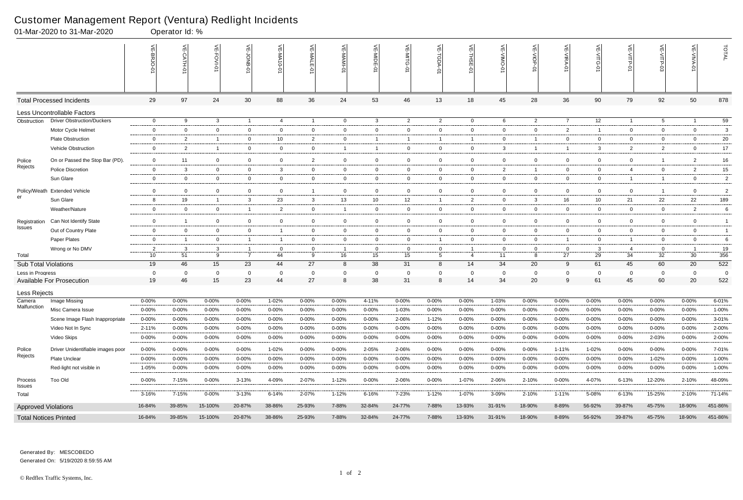# Customer Management Report (Ventura) Redlight Incidents

01-Mar-2020 to 31-Mar-2020 Operator Id: %

| | | VE-BRJO-01 | VE-CATH-01 | VE-FOVI-01 | VE-JONB-01 | VE-MA10-01 | VE-MALE-01 | VE-MAMI-01 | VE-MIDE-01 | VE-MITG-01 | VE-TGDA-01 | VE-THSE-01 | VE-VIMO-01 | VE-VIOP-01 | VE-VIRA-01 | VE-VITG-01 | VE-VITP-01 | VE-VITP-03 | VE-VIVA-01 | TOTAL |
|---|---|---|---|---|---|---|---|---|---|---|---|---|---|---|---|---|---|---|---|---|
| **Total Processed Incidents** | | 29 | 97 | 24 | 30 | 88 | 36 | 24 | 53 | 46 | 13 | 18 | 45 | 28 | 36 | 90 | 79 | 92 | 50 | 878 |
| **Less Uncontrollable Factors** | | | | | | | | | | | | | | | | | | | | |
| Obstruction | Driver Obstruction/Duckers | 0 | 9 | 3 | 1 | 4 | 1 | 0 | 3 | 2 | 2 | 0 | 6 | 2 | 7 | 12 | 1 | 5 | 1 | 59 |
| | Motor Cycle Helmet | 0 | 0 | 0 | 0 | 0 | 0 | 0 | 0 | 0 | 0 | 0 | 0 | 0 | 2 | 1 | 0 | 0 | 0 | 3 |
| | Plate Obstruction | 0 | 2 | 1 | 0 | 10 | 2 | 0 | 1 | 1 | 1 | 1 | 0 | 1 | 0 | 0 | 0 | 0 | 0 | 20 |
| | Vehicle Obstruction | 0 | 2 | 1 | 0 | 0 | 0 | 1 | 1 | 0 | 0 | 0 | 3 | 1 | 1 | 3 | 2 | 2 | 0 | 17 |
| Police Rejects | On or Passed the Stop Bar (PD). | 0 | 11 | 0 | 0 | 0 | 2 | 0 | 0 | 0 | 0 | 0 | 0 | 0 | 0 | 0 | 0 | 1 | 2 | 16 |
| | Police Discretion | 0 | 3 | 0 | 0 | 3 | 0 | 0 | 0 | 0 | 0 | 0 | 2 | 1 | 0 | 0 | 4 | 0 | 2 | 15 |
| | Sun Glare | 0 | 0 | 0 | 0 | 0 | 0 | 0 | 0 | 0 | 0 | 0 | 0 | 0 | 0 | 0 | 1 | 1 | 0 | 2 |
| Policy/Weather | Extended Vehicle | 0 | 0 | 0 | 0 | 0 | 1 | 0 | 0 | 0 | 0 | 0 | 0 | 0 | 0 | 0 | 0 | 1 | 0 | 2 |
| | Sun Glare | 8 | 19 | 1 | 3 | 23 | 3 | 13 | 10 | 12 | 1 | 2 | 0 | 3 | 16 | 10 | 21 | 22 | 22 | 189 |
| | Weather/Nature | 0 | 0 | 0 | 1 | 2 | 0 | 1 | 0 | 0 | 0 | 0 | 0 | 0 | 0 | 0 | 0 | 0 | 2 | 6 |
| Registration Issues | Can Not Identify State | 0 | 1 | 0 | 0 | 0 | 0 | 0 | 0 | 0 | 0 | 0 | 0 | 0 | 0 | 0 | 0 | 0 | 0 | 1 |
| | Out of Country Plate | 0 | 0 | 0 | 0 | 1 | 0 | 0 | 0 | 0 | 0 | 0 | 0 | 0 | 0 | 0 | 0 | 0 | 0 | 1 |
| | Paper Plates | 0 | 1 | 0 | 1 | 1 | 0 | 0 | 0 | 0 | 1 | 0 | 0 | 0 | 1 | 0 | 1 | 0 | 0 | 6 |
| | Wrong or No DMV | 2 | 3 | 3 | 1 | 0 | 0 | 1 | 0 | 0 | 0 | 1 | 0 | 0 | 0 | 3 | 4 | 0 | 1 | 19 |
| Total | | 10 | 51 | 9 | 7 | 44 | 9 | 16 | 15 | 15 | 5 | 4 | 11 | 8 | 27 | 29 | 34 | 32 | 30 | 356 |
| **Sub Total Violations** | | 19 | 46 | 15 | 23 | 44 | 27 | 8 | 38 | 31 | 8 | 14 | 34 | 20 | 9 | 61 | 45 | 60 | 20 | 522 |
| Less in Progress | | 0 | 0 | 0 | 0 | 0 | 0 | 0 | 0 | 0 | 0 | 0 | 0 | 0 | 0 | 0 | 0 | 0 | 0 | 0 |
| **Available For Prosecution** | | 19 | 46 | 15 | 23 | 44 | 27 | 8 | 38 | 31 | 8 | 14 | 34 | 20 | 9 | 61 | 45 | 60 | 20 | 522 |
| **Less Rejects** | | | | | | | | | | | | | | | | | | | | |
| Camera Malfunction | Image Missing | 0-00% | 0-00% | 0-00% | 0-00% | 1-02% | 0-00% | 0-00% | 4-11% | 0-00% | 0-00% | 0-00% | 1-03% | 0-00% | 0-00% | 0-00% | 0-00% | 0-00% | 0-00% | 6-01% |
| | Misc Camera Issue | 0-00% | 0-00% | 0-00% | 0-00% | 0-00% | 0-00% | 0-00% | 0-00% | 1-03% | 0-00% | 0-00% | 0-00% | 0-00% | 0-00% | 0-00% | 0-00% | 0-00% | 0-00% | 1-00% |
| | Scene Image Flash Inappropriate | 0-00% | 0-00% | 0-00% | 0-00% | 0-00% | 0-00% | 0-00% | 0-00% | 2-06% | 1-12% | 0-00% | 0-00% | 0-00% | 0-00% | 0-00% | 0-00% | 0-00% | 0-00% | 3-01% |
| | Video Not In Sync | 2-11% | 0-00% | 0-00% | 0-00% | 0-00% | 0-00% | 0-00% | 0-00% | 0-00% | 0-00% | 0-00% | 0-00% | 0-00% | 0-00% | 0-00% | 0-00% | 0-00% | 0-00% | 2-00% |
| | Video Skips | 0-00% | 0-00% | 0-00% | 0-00% | 0-00% | 0-00% | 0-00% | 0-00% | 0-00% | 0-00% | 0-00% | 0-00% | 0-00% | 0-00% | 0-00% | 0-00% | 2-03% | 0-00% | 2-00% |
| Police Rejects | Driver Unidentifiable images poor | 0-00% | 0-00% | 0-00% | 0-00% | 1-02% | 0-00% | 0-00% | 2-05% | 2-06% | 0-00% | 0-00% | 0-00% | 0-00% | 1-11% | 1-02% | 0-00% | 0-00% | 0-00% | 7-01% |
| | Plate Unclear | 0-00% | 0-00% | 0-00% | 0-00% | 0-00% | 0-00% | 0-00% | 0-00% | 0-00% | 0-00% | 0-00% | 0-00% | 0-00% | 0-00% | 0-00% | 0-00% | 1-02% | 0-00% | 1-00% |
| | Red-light not visible in | 1-05% | 0-00% | 0-00% | 0-00% | 0-00% | 0-00% | 0-00% | 0-00% | 0-00% | 0-00% | 0-00% | 0-00% | 0-00% | 0-00% | 0-00% | 0-00% | 0-00% | 0-00% | 1-00% |
| Process Issues | Too Old | 0-00% | 7-15% | 0-00% | 3-13% | 4-09% | 2-07% | 1-12% | 0-00% | 2-06% | 0-00% | 1-07% | 2-06% | 2-10% | 0-00% | 4-07% | 6-13% | 12-20% | 2-10% | 48-09% |
| Total | | 3-16% | 7-15% | 0-00% | 3-13% | 6-14% | 2-07% | 1-12% | 6-16% | 7-23% | 1-12% | 1-07% | 3-09% | 2-10% | 1-11% | 5-08% | 6-13% | 15-25% | 2-10% | 71-14% |
| **Approved Violations** | | 16-84% | 39-85% | 15-100% | 20-87% | 38-86% | 25-93% | 7-88% | 32-84% | 24-77% | 7-88% | 13-93% | 31-91% | 18-90% | 8-89% | 56-92% | 39-87% | 45-75% | 18-90% | 451-86% |
| **Total Notices Printed** | | 16-84% | 39-85% | 15-100% | 20-87% | 38-86% | 25-93% | 7-88% | 32-84% | 24-77% | 7-88% | 13-93% | 31-91% | 18-90% | 8-89% | 56-92% | 39-87% | 45-75% | 18-90% | 451-86% |

Generated By: MESCOBEDO
Generated On: 5/19/2020 8:59:55 AM

© Redflex Traffic Systems, Inc.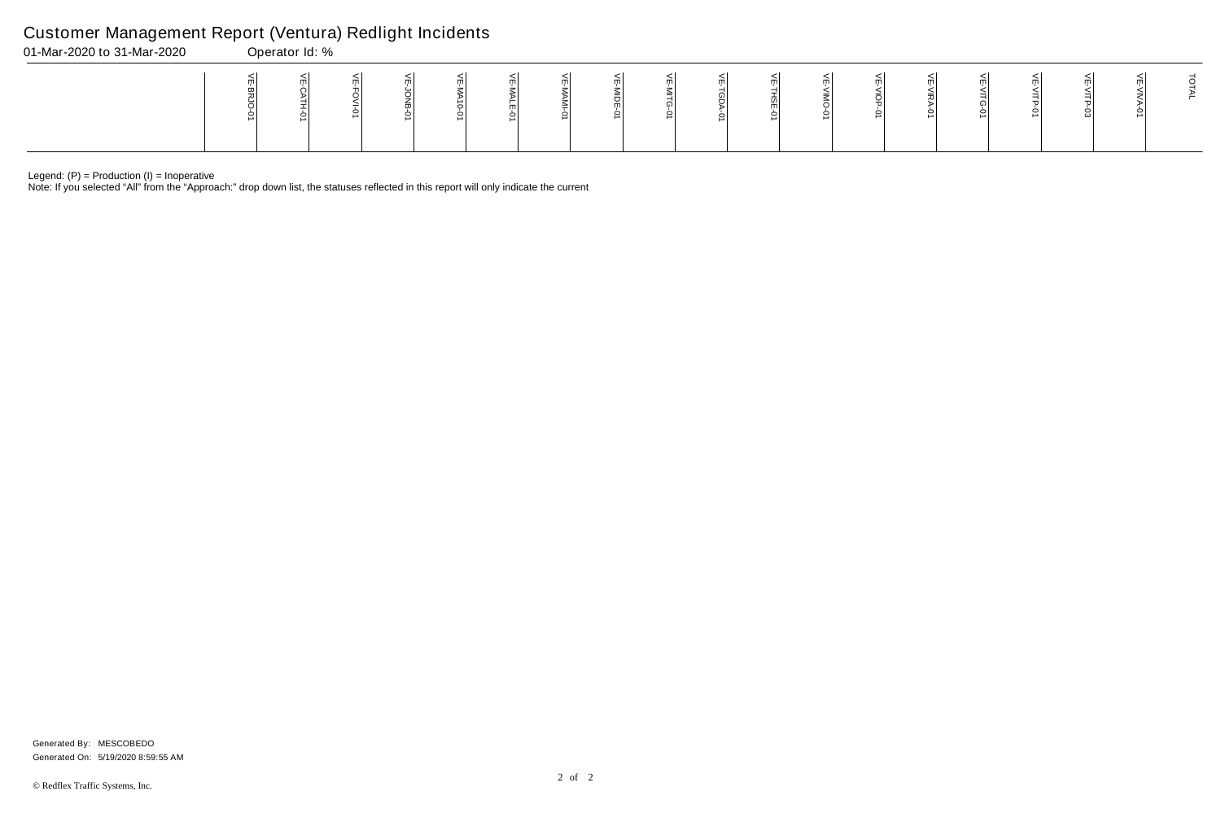# Customer Management Report (Ventura) Redlight Incidents

01-Mar-2020 to 31-Mar-2020 Operator Id: %

| | VE-BRJO-01 | VE-CATH-01 | VE-FOVI-01 | VE-JONB-01 | VE-MA10-01 | VE-MALE-01 | VE-MAMI-01 | VE-MIDE-01 | VE-MITG-01 | VE-TGDA-01 | VE-THSE-01 | VE-VIMO-01 | VE-VIOP-01 | VE-VIRA-01 | VE-VITG-01 | VE-VITP-01 | VE-VITP-03 | VE-VIVA-01 | TOTAL |
|---|---|---|---|---|---|---|---|---|---|---|---|---|---|---|---|---|---|---|---|

Legend: (P) = Production (I) = Inoperative

Note: If you selected "All" from the "Approach:" drop down list, the statuses reflected in this report will only indicate the current

Generated By: MESCOBEDO

Generated On: 5/19/2020 8:59:55 AM

© Redflex Traffic Systems, Inc.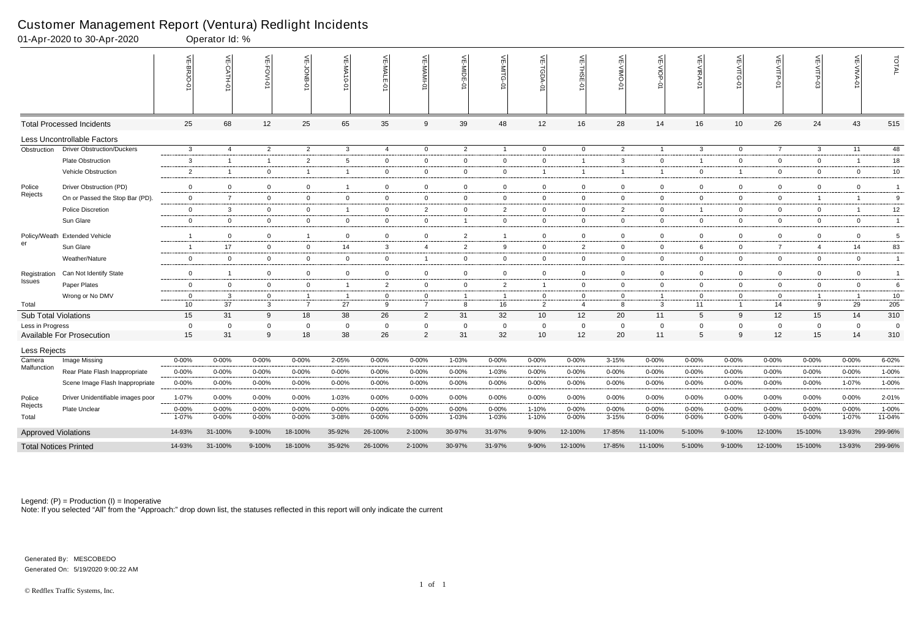# Customer Management Report (Ventura) Redlight Incidents

01-Apr-2020 to 30-Apr-2020 Operator Id: %

| | | VE-BRJO-01 | VE-CATH-01 | VE-FOVI-01 | VE-JONB-01 | VE-MA10-01 | VE-MALE-01 | VE-MAMI-01 | VE-MIDE-01 | VE-MITG-01 | VE-TGDA-01 | VE-THSE-01 | VE-VIMO-01 | VE-VIOP-01 | VE-VIRA-01 | VE-VITG-01 | VE-VITP-01 | VE-VITP-03 | VE-VIVA-01 | TOTAL |
|---|---|---|---|---|---|---|---|---|---|---|---|---|---|---|---|---|---|---|---|---|
| **Total Processed Incidents** | | 25 | 68 | 12 | 25 | 65 | 35 | 9 | 39 | 48 | 12 | 16 | 28 | 14 | 16 | 10 | 26 | 24 | 43 | 515 |
| **Less Uncontrollable Factors** | | | | | | | | | | | | | | | | | | | | |
| Obstruction | Driver Obstruction/Duckers | 3 | 4 | 2 | 2 | 3 | 4 | 0 | 2 | 1 | 0 | 0 | 2 | 1 | 3 | 0 | 7 | 3 | 11 | 48 |
| | Plate Obstruction | 3 | 1 | 1 | 2 | 5 | 0 | 0 | 0 | 0 | 0 | 1 | 3 | 0 | 1 | 0 | 0 | 0 | 1 | 18 |
| | Vehicle Obstruction | 2 | 1 | 0 | 1 | 1 | 0 | 0 | 0 | 0 | 1 | 1 | 1 | 1 | 0 | 1 | 0 | 0 | 0 | 10 |
| Police Rejects | Driver Obstruction (PD) | 0 | 0 | 0 | 0 | 1 | 0 | 0 | 0 | 0 | 0 | 0 | 0 | 0 | 0 | 0 | 0 | 0 | 0 | 1 |
| | On or Passed the Stop Bar (PD). | 0 | 7 | 0 | 0 | 0 | 0 | 0 | 0 | 0 | 0 | 0 | 0 | 0 | 0 | 0 | 0 | 1 | 1 | 9 |
| | Police Discretion | 0 | 3 | 0 | 0 | 1 | 0 | 2 | 0 | 2 | 0 | 0 | 2 | 0 | 1 | 0 | 0 | 0 | 1 | 12 |
| | Sun Glare | 0 | 0 | 0 | 0 | 0 | 0 | 0 | 1 | 0 | 0 | 0 | 0 | 0 | 0 | 0 | 0 | 0 | 0 | 1 |
| Policy/Weather | Extended Vehicle | 1 | 0 | 0 | 1 | 0 | 0 | 0 | 2 | 1 | 0 | 0 | 0 | 0 | 0 | 0 | 0 | 0 | 0 | 5 |
| | Sun Glare | 1 | 17 | 0 | 0 | 14 | 3 | 4 | 2 | 9 | 0 | 2 | 0 | 0 | 6 | 0 | 7 | 4 | 14 | 83 |
| | Weather/Nature | 0 | 0 | 0 | 0 | 0 | 0 | 1 | 0 | 0 | 0 | 0 | 0 | 0 | 0 | 0 | 0 | 0 | 0 | 1 |
| Registration Issues | Can Not Identify State | 0 | 1 | 0 | 0 | 0 | 0 | 0 | 0 | 0 | 0 | 0 | 0 | 0 | 0 | 0 | 0 | 0 | 0 | 1 |
| | Paper Plates | 0 | 0 | 0 | 0 | 1 | 2 | 0 | 0 | 2 | 1 | 0 | 0 | 0 | 0 | 0 | 0 | 0 | 0 | 6 |
| | Wrong or No DMV | 0 | 3 | 0 | 1 | 1 | 0 | 0 | 1 | 1 | 0 | 0 | 0 | 1 | 0 | 0 | 0 | 1 | 1 | 10 |
| Total | | 10 | 37 | 3 | 7 | 27 | 9 | 7 | 8 | 16 | 2 | 4 | 8 | 3 | 11 | 1 | 14 | 9 | 29 | 205 |
| **Sub Total Violations** | | 15 | 31 | 9 | 18 | 38 | 26 | 2 | 31 | 32 | 10 | 12 | 20 | 11 | 5 | 9 | 12 | 15 | 14 | 310 |
| Less in Progress | | 0 | 0 | 0 | 0 | 0 | 0 | 0 | 0 | 0 | 0 | 0 | 0 | 0 | 0 | 0 | 0 | 0 | 0 | 0 |
| **Available For Prosecution** | | 15 | 31 | 9 | 18 | 38 | 26 | 2 | 31 | 32 | 10 | 12 | 20 | 11 | 5 | 9 | 12 | 15 | 14 | 310 |
| **Less Rejects** | | | | | | | | | | | | | | | | | | | | |
| Camera Malfunction | Image Missing | 0-00% | 0-00% | 0-00% | 0-00% | 2-05% | 0-00% | 0-00% | 1-03% | 0-00% | 0-00% | 0-00% | 3-15% | 0-00% | 0-00% | 0-00% | 0-00% | 0-00% | 0-00% | 6-02% |
| | Rear Plate Flash Inappropriate | 0-00% | 0-00% | 0-00% | 0-00% | 0-00% | 0-00% | 0-00% | 0-00% | 1-03% | 0-00% | 0-00% | 0-00% | 0-00% | 0-00% | 0-00% | 0-00% | 0-00% | 0-00% | 1-00% |
| | Scene Image Flash Inappropriate | 0-00% | 0-00% | 0-00% | 0-00% | 0-00% | 0-00% | 0-00% | 0-00% | 0-00% | 0-00% | 0-00% | 0-00% | 0-00% | 0-00% | 0-00% | 0-00% | 0-00% | 1-07% | 1-00% |
| Police Rejects | Driver Unidentifiable images poor | 1-07% | 0-00% | 0-00% | 0-00% | 1-03% | 0-00% | 0-00% | 0-00% | 0-00% | 0-00% | 0-00% | 0-00% | 0-00% | 0-00% | 0-00% | 0-00% | 0-00% | 0-00% | 2-01% |
| | Plate Unclear | 0-00% | 0-00% | 0-00% | 0-00% | 0-00% | 0-00% | 0-00% | 0-00% | 0-00% | 1-10% | 0-00% | 0-00% | 0-00% | 0-00% | 0-00% | 0-00% | 0-00% | 0-00% | 1-00% |
| Total | | 1-07% | 0-00% | 0-00% | 0-00% | 3-08% | 0-00% | 0-00% | 1-03% | 1-03% | 1-10% | 0-00% | 3-15% | 0-00% | 0-00% | 0-00% | 0-00% | 0-00% | 1-07% | 11-04% |
| **Approved Violations** | | 14-93% | 31-100% | 9-100% | 18-100% | 35-92% | 26-100% | 2-100% | 30-97% | 31-97% | 9-90% | 12-100% | 17-85% | 11-100% | 5-100% | 9-100% | 12-100% | 15-100% | 13-93% | 299-96% |
| **Total Notices Printed** | | 14-93% | 31-100% | 9-100% | 18-100% | 35-92% | 26-100% | 2-100% | 30-97% | 31-97% | 9-90% | 12-100% | 17-85% | 11-100% | 5-100% | 9-100% | 12-100% | 15-100% | 13-93% | 299-96% |

Legend: (P) = Production (I) = Inoperative

Note: If you selected "All" from the "Approach:" drop down list, the statuses reflected in this report will only indicate the current

Generated By: MESCOBEDO

Generated On: 5/19/2020 9:00:22 AM

© Redflex Traffic Systems, Inc.